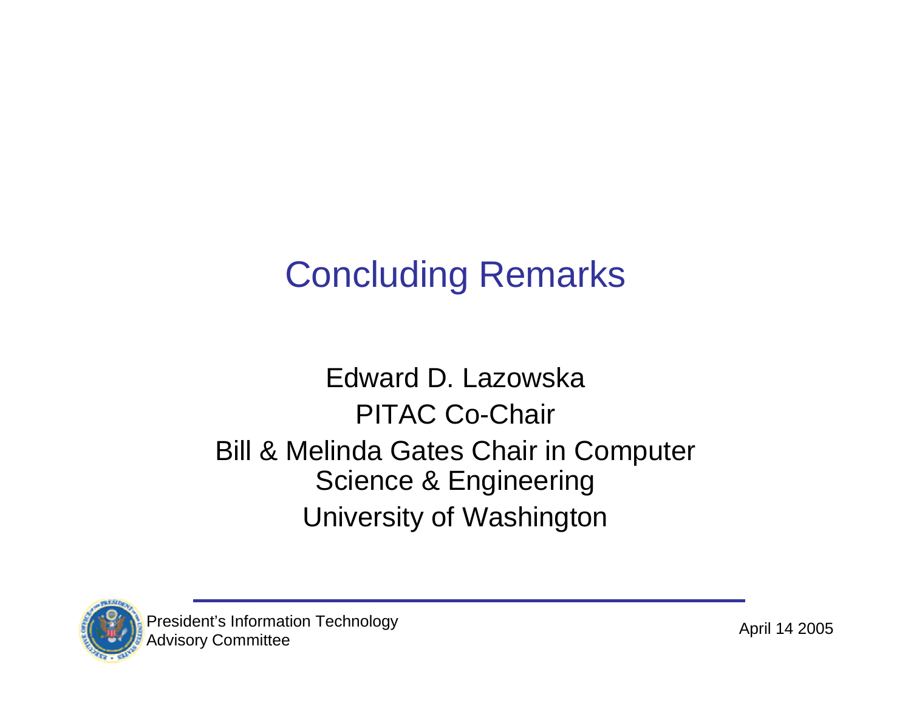# Concluding Remarks

Edward D. Lazowska

PITAC Co-Chair

Bill & Melinda Gates Chair in Computer Science & Engineering

University of Washington

President's Information Technology Advisory Committee

April 14 2005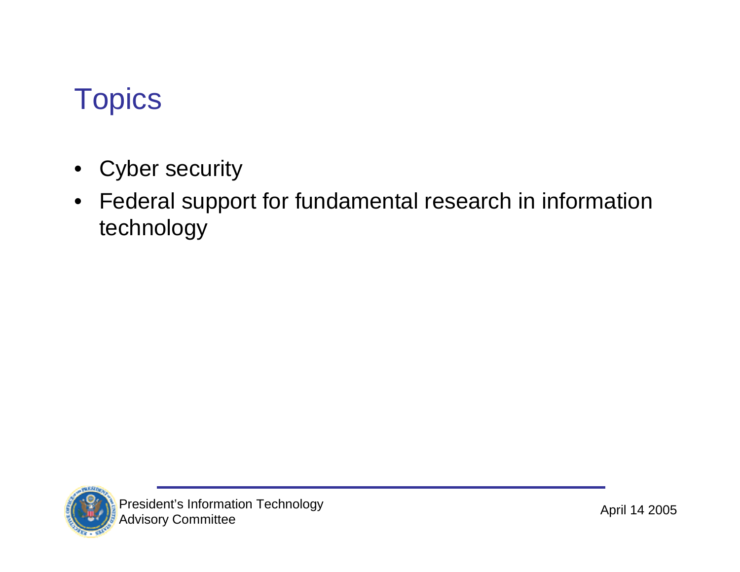# Topics

- Cyber security
- Federal support for fundamental research in information technology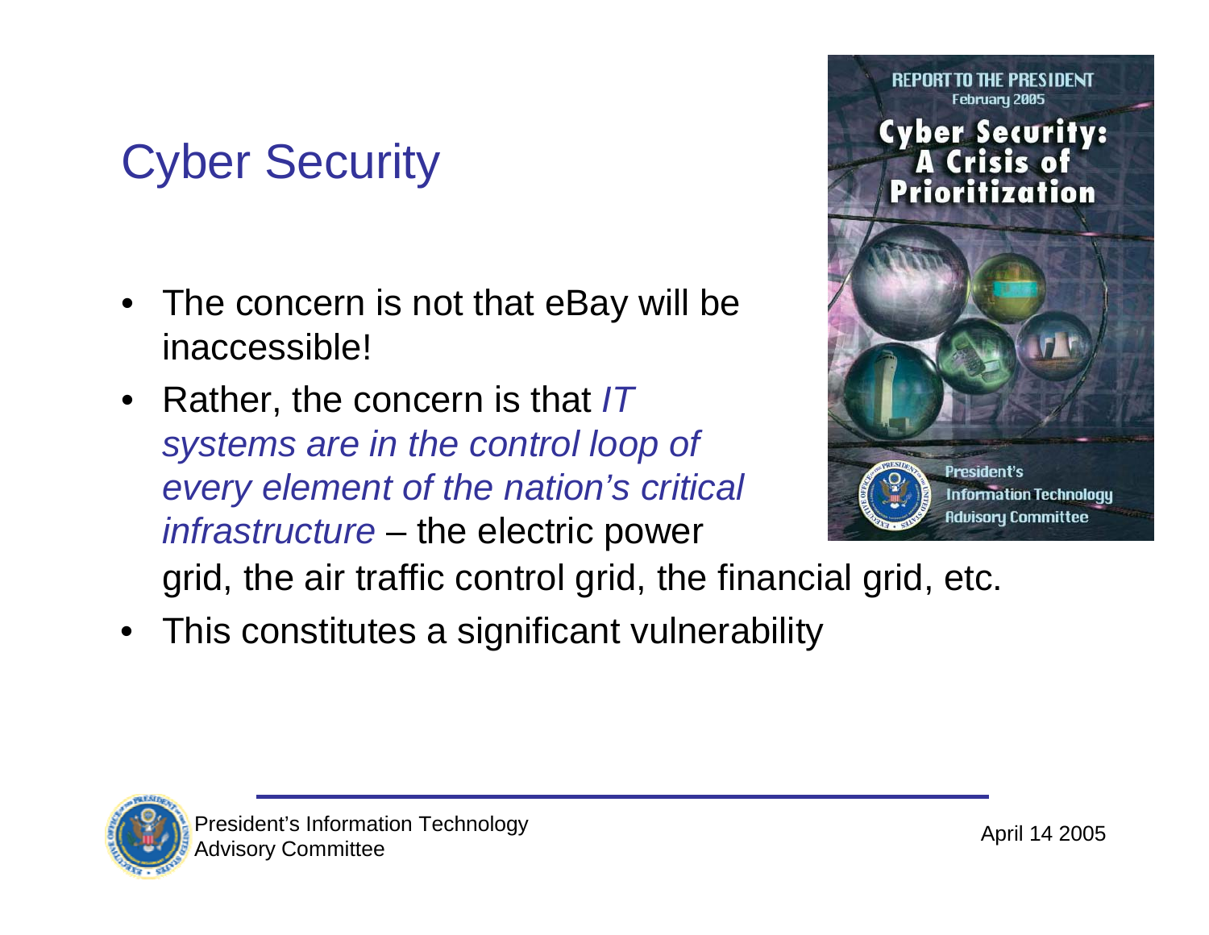# Cyber Security

- The concern is not that eBay will be inaccessible!
- Rather, the concern is that *IT systems are in the control loop of every element of the nation's critical infrastructure* – the electric power grid, the air traffic control grid, the financial grid, etc.
- This constitutes a significant vulnerability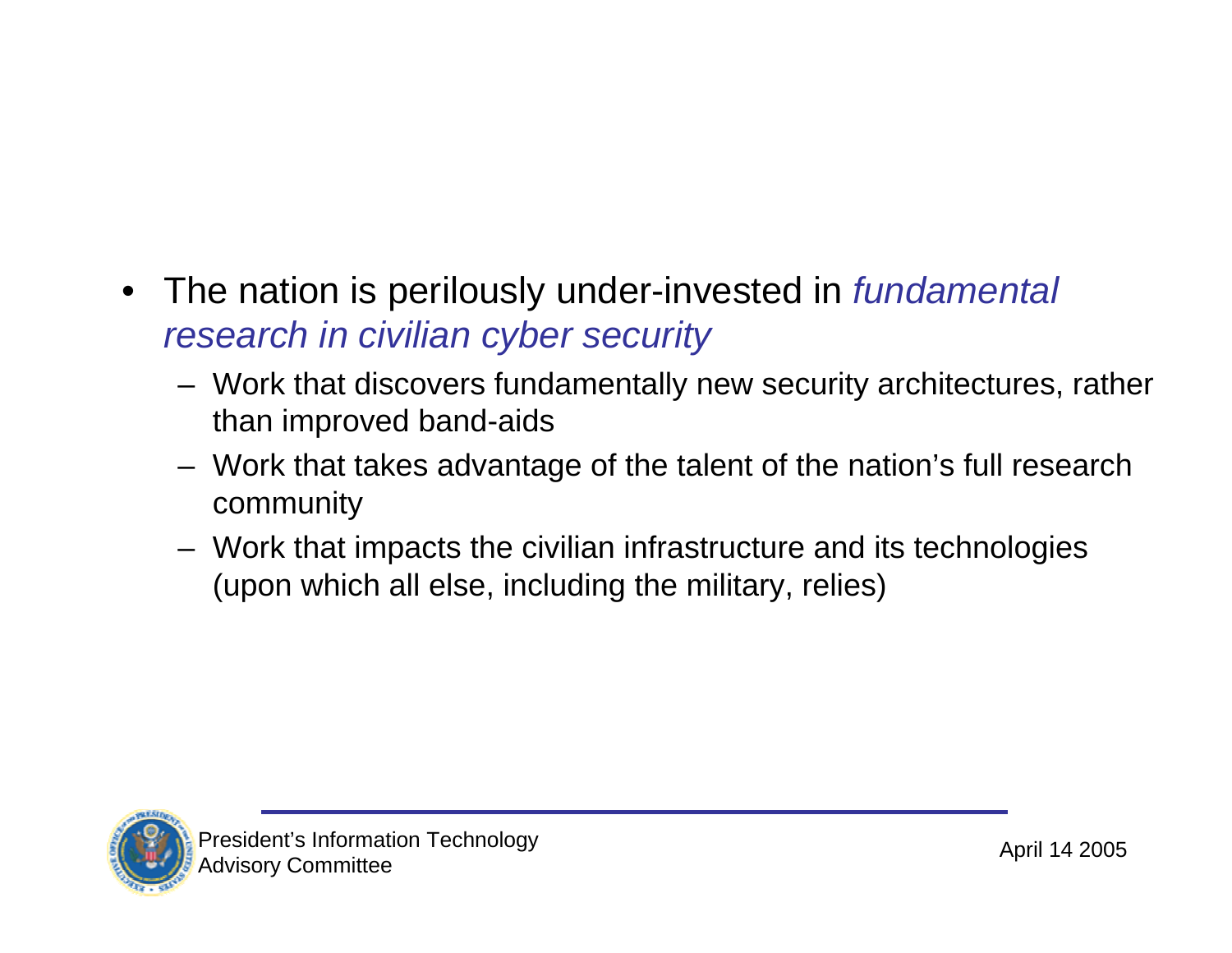- The nation is perilously under-invested in *fundamental research in civilian cyber security*
  - Work that discovers fundamentally new security architectures, rather than improved band-aids
  - Work that takes advantage of the talent of the nation's full research community
  - Work that impacts the civilian infrastructure and its technologies (upon which all else, including the military, relies)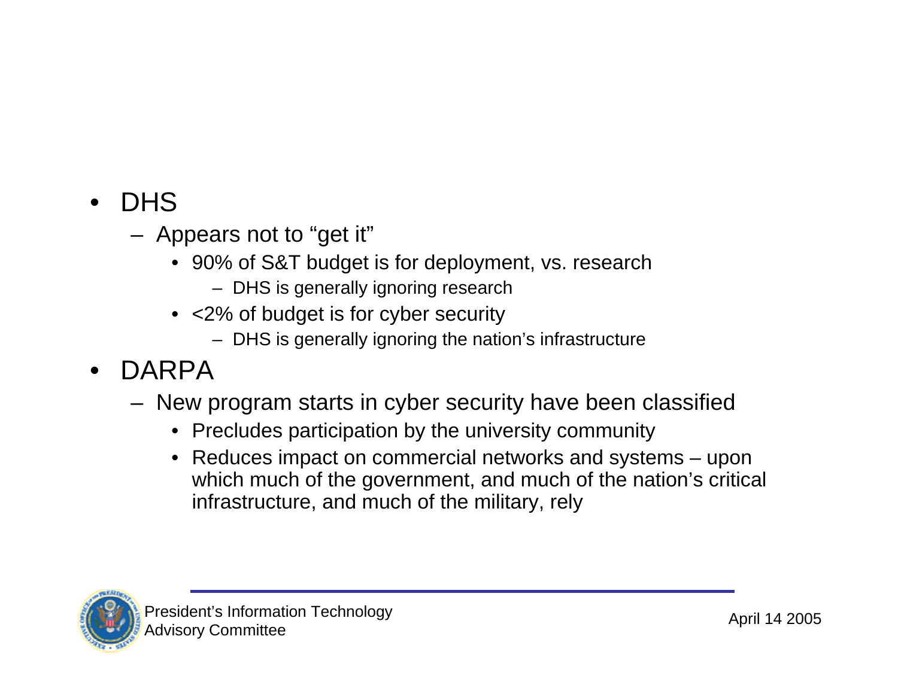- DHS
  - Appears not to "get it"
    - 90% of S&T budget is for deployment, vs. research
      - DHS is generally ignoring research
    - <2% of budget is for cyber security
      - DHS is generally ignoring the nation's infrastructure
- DARPA
  - New program starts in cyber security have been classified
    - Precludes participation by the university community
    - Reduces impact on commercial networks and systems – upon which much of the government, and much of the nation's critical infrastructure, and much of the military, rely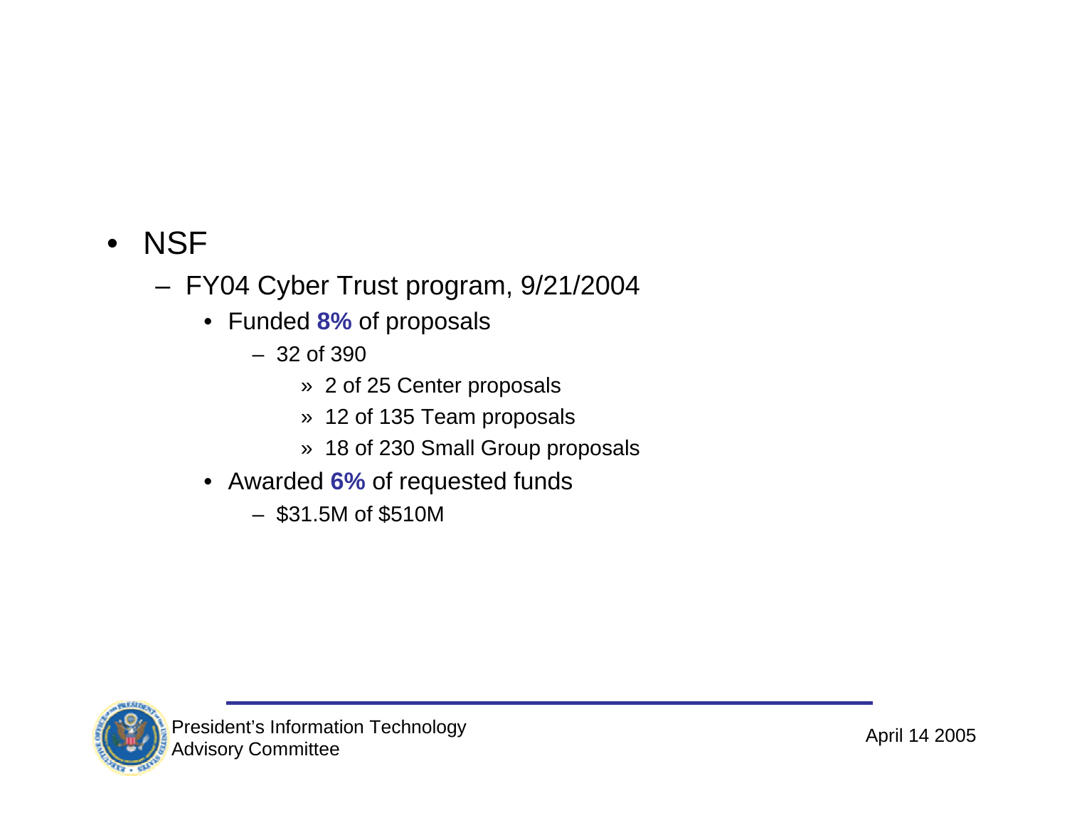- NSF
  - FY04 Cyber Trust program, 9/21/2004
    - Funded **8%** of proposals
      - 32 of 390
        - » 2 of 25 Center proposals
        - » 12 of 135 Team proposals
        - » 18 of 230 Small Group proposals
    - Awarded **6%** of requested funds
      - $31.5M of $510M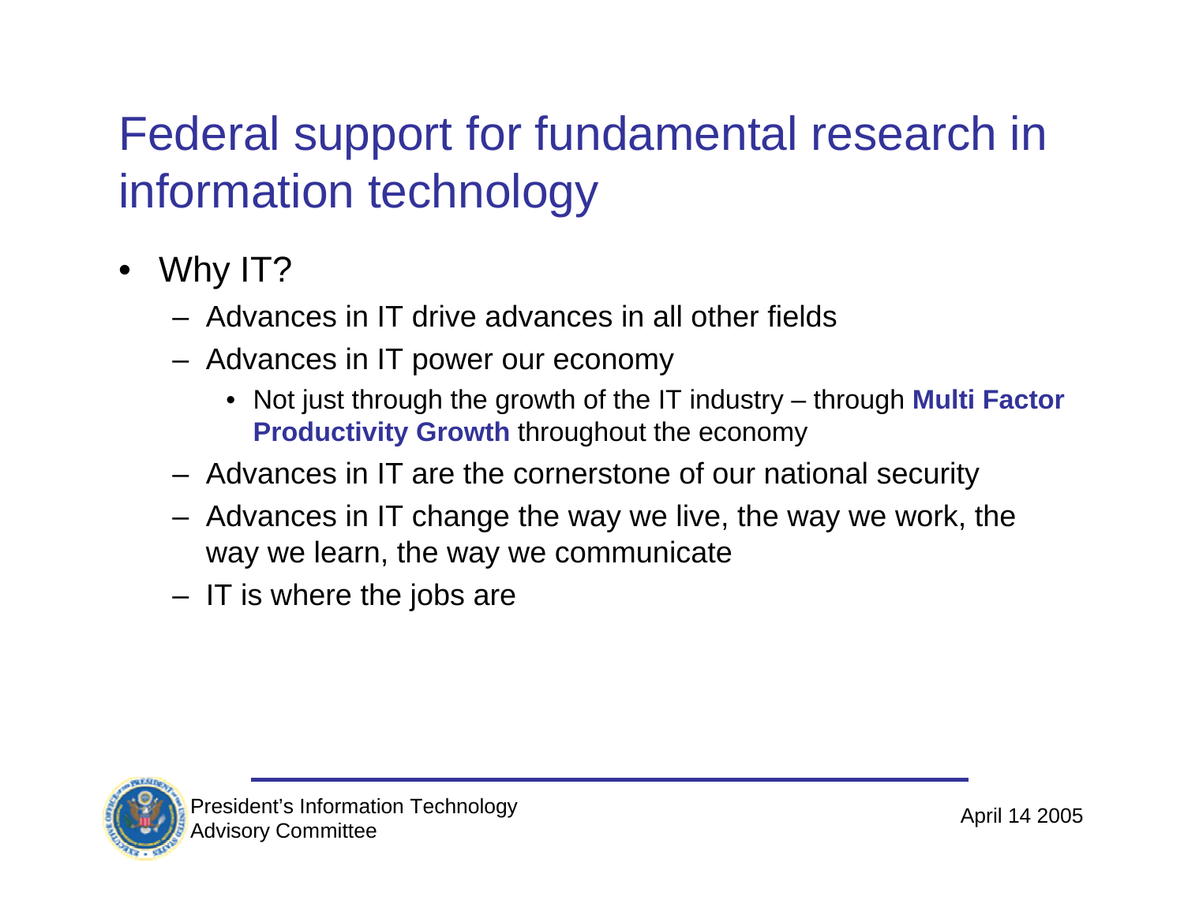# Federal support for fundamental research in information technology

- Why IT?
  - Advances in IT drive advances in all other fields
  - Advances in IT power our economy
    - Not just through the growth of the IT industry – through **Multi Factor Productivity Growth** throughout the economy
  - Advances in IT are the cornerstone of our national security
  - Advances in IT change the way we live, the way we work, the way we learn, the way we communicate
  - IT is where the jobs are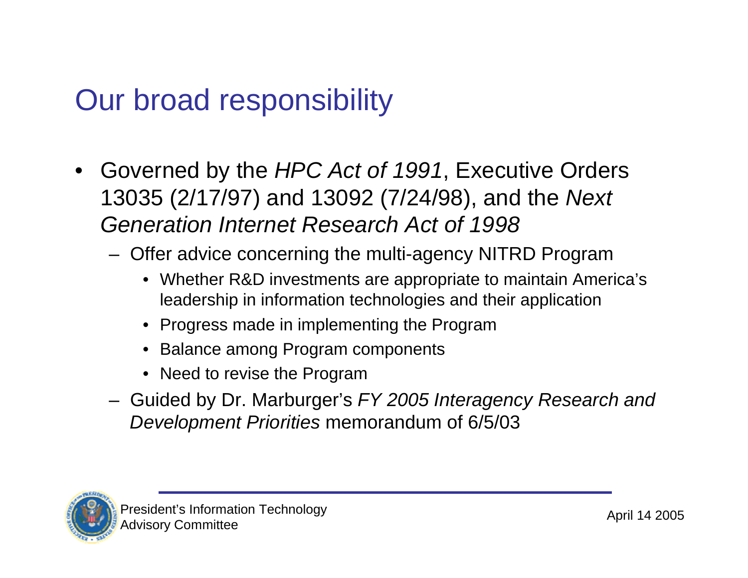# Our broad responsibility

- Governed by the *HPC Act of 1991*, Executive Orders 13035 (2/17/97) and 13092 (7/24/98), and the *Next Generation Internet Research Act of 1998*
  - Offer advice concerning the multi-agency NITRD Program
    - Whether R&D investments are appropriate to maintain America's leadership in information technologies and their application
    - Progress made in implementing the Program
    - Balance among Program components
    - Need to revise the Program
  - Guided by Dr. Marburger's *FY 2005 Interagency Research and Development Priorities* memorandum of 6/5/03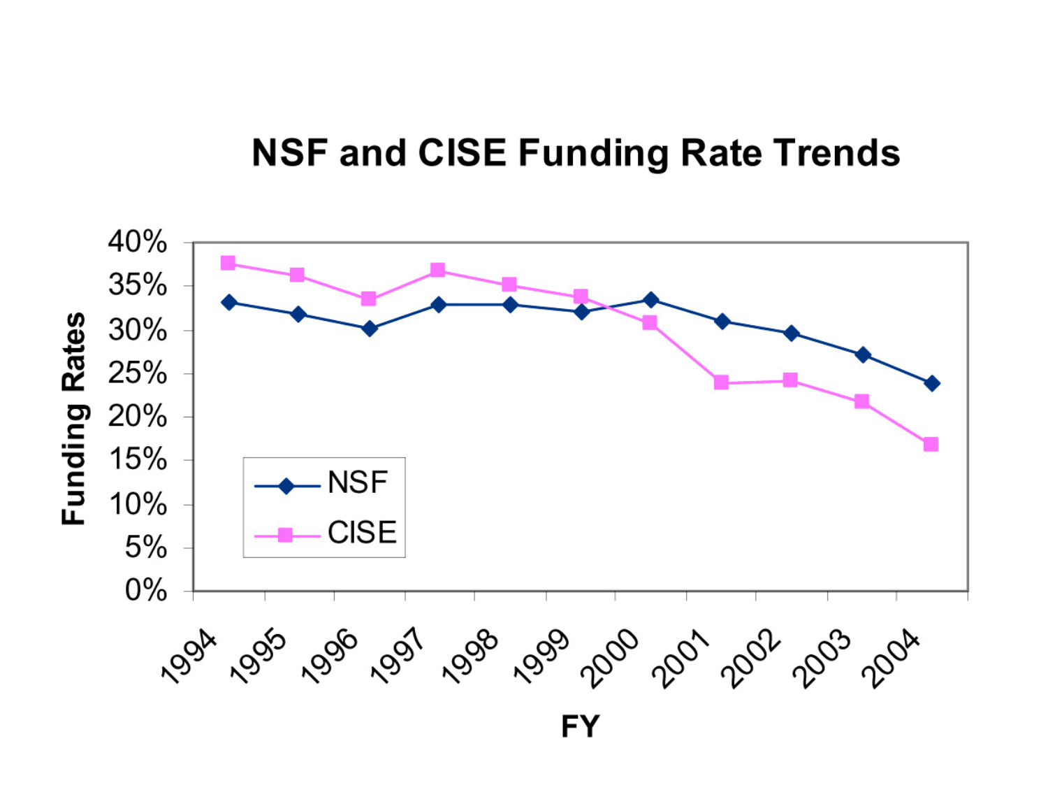# NSF and CISE Funding Rate Trends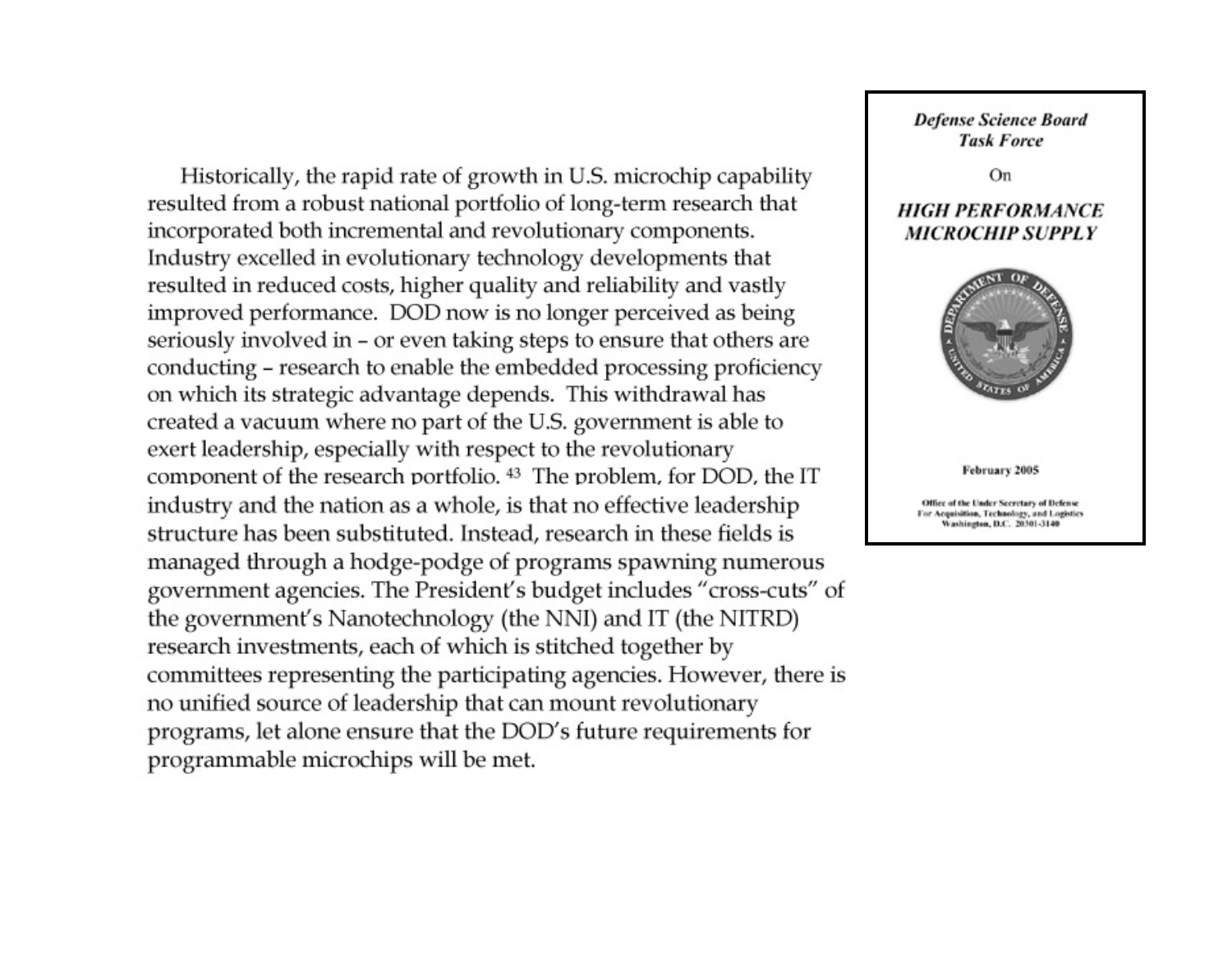Historically, the rapid rate of growth in U.S. microchip capability resulted from a robust national portfolio of long-term research that incorporated both incremental and revolutionary components. Industry excelled in evolutionary technology developments that resulted in reduced costs, higher quality and reliability and vastly improved performance. DOD now is no longer perceived as being seriously involved in – or even taking steps to ensure that others are conducting – research to enable the embedded processing proficiency on which its strategic advantage depends. This withdrawal has created a vacuum where no part of the U.S. government is able to exert leadership, especially with respect to the revolutionary component of the research portfolio. [43] The problem, for DOD, the IT industry and the nation as a whole, is that no effective leadership structure has been substituted. Instead, research in these fields is managed through a hodge-podge of programs spawning numerous government agencies. The President's budget includes "cross-cuts" of the government's Nanotechnology (the NNI) and IT (the NITRD) research investments, each of which is stitched together by committees representing the participating agencies. However, there is no unified source of leadership that can mount revolutionary programs, let alone ensure that the DOD's future requirements for programmable microchips will be met.

***Defense Science Board Task Force***

On

***HIGH PERFORMANCE MICROCHIP SUPPLY***

**February 2005**

**Office of the Under Secretary of Defense For Acquisition, Technology, and Logistics Washington, D.C. 20301-3140**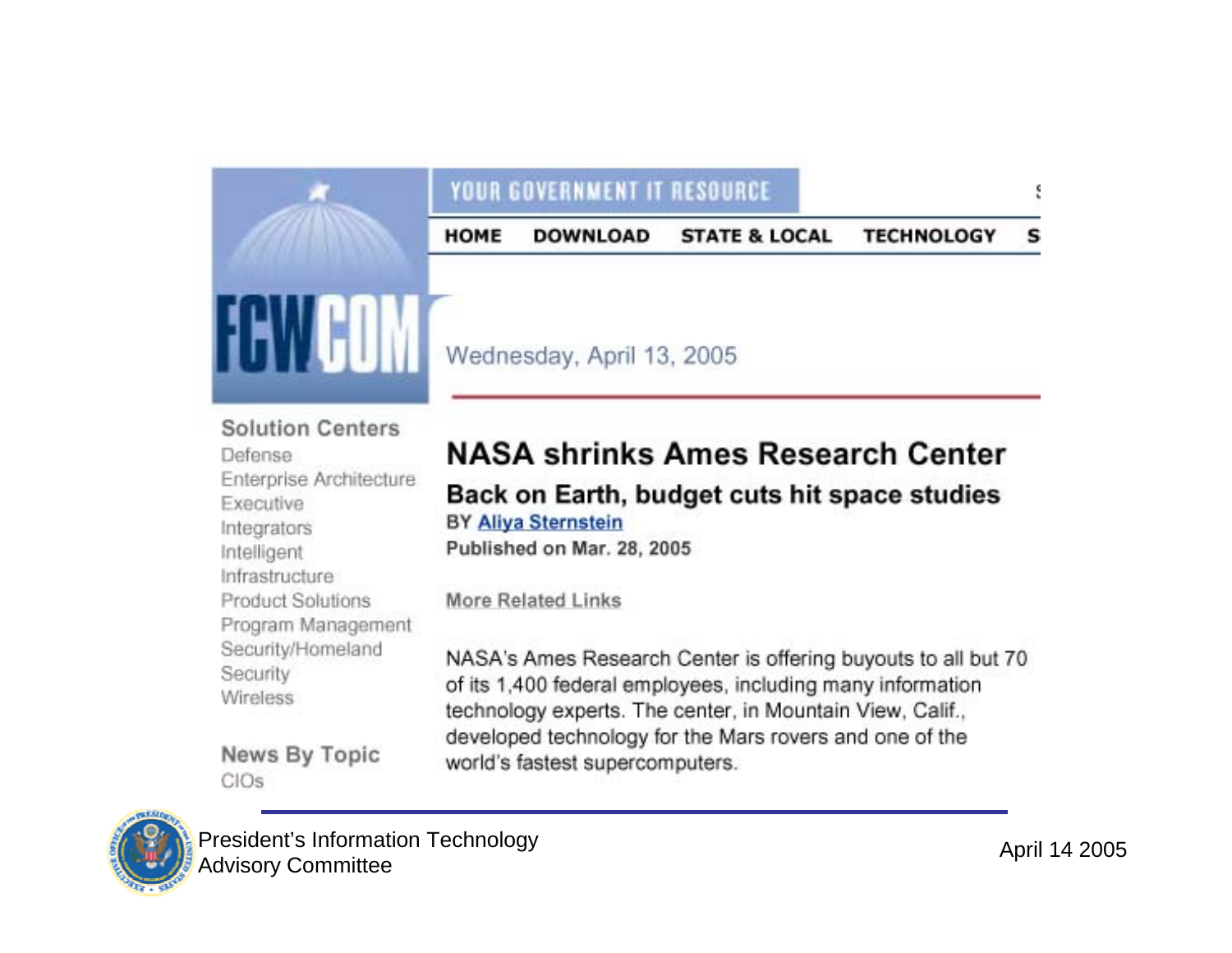YOUR GOVERNMENT IT RESOURCE

HOME DOWNLOAD STATE & LOCAL TECHNOLOGY

FCW.COM

Wednesday, April 13, 2005

**Solution Centers**

Defense
Enterprise Architecture
Executive
Integrators
Intelligent
Infrastructure
Product Solutions
Program Management
Security/Homeland
Security
Wireless

**News By Topic**

CIOs

# NASA shrinks Ames Research Center

## Back on Earth, budget cuts hit space studies

**BY Aliya Sternstein**

**Published on Mar. 28, 2005**

**More Related Links**

NASA's Ames Research Center is offering buyouts to all but 70 of its 1,400 federal employees, including many information technology experts. The center, in Mountain View, Calif., developed technology for the Mars rovers and one of the world's fastest supercomputers.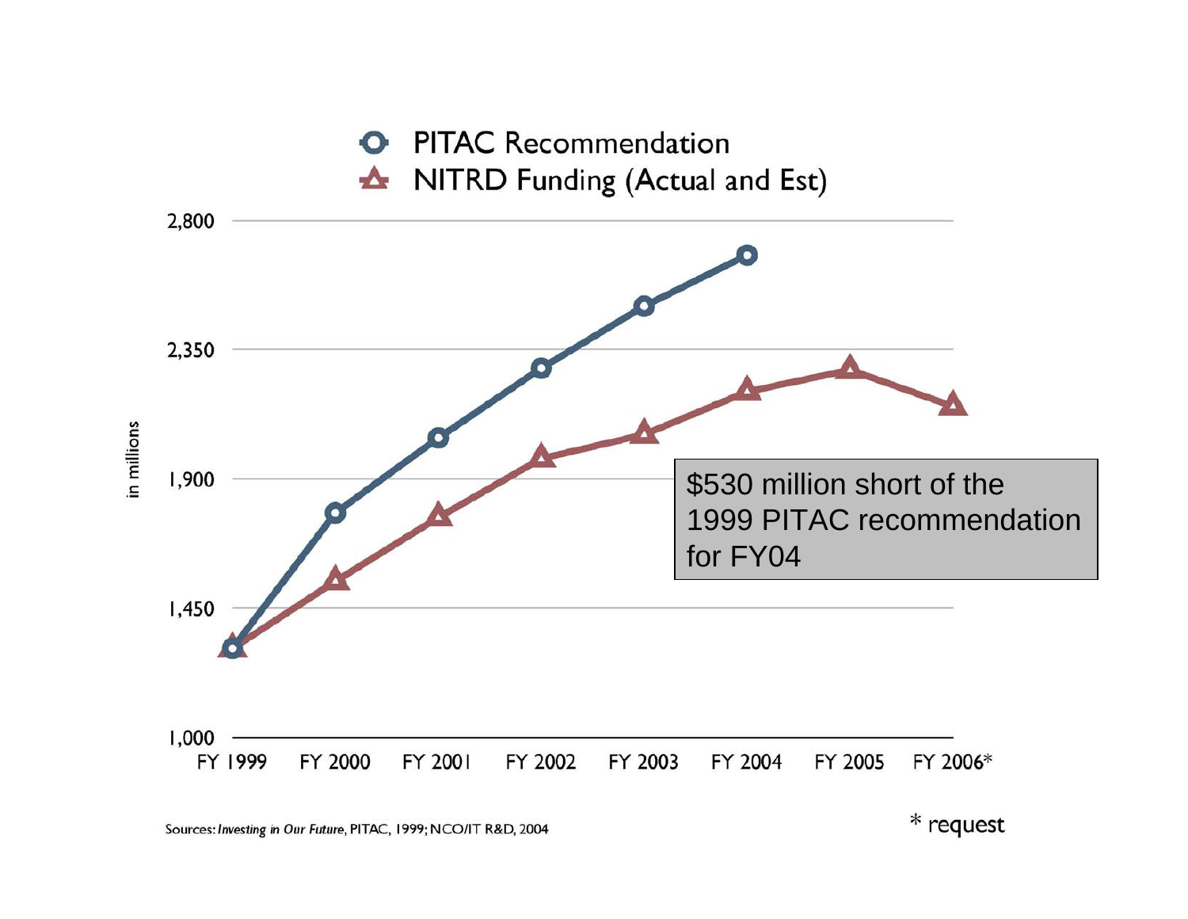PITAC Recommendation

NITRD Funding (Actual and Est)

2,800

2,350

1,900

1,450

1,000

in millions

FY 1999 FY 2000 FY 2001 FY 2002 FY 2003 FY 2004 FY 2005 FY 2006*

$530 million short of the 1999 PITAC recommendation for FY04

Sources: *Investing in Our Future*, PITAC, 1999; NCO/IT R&D, 2004

* request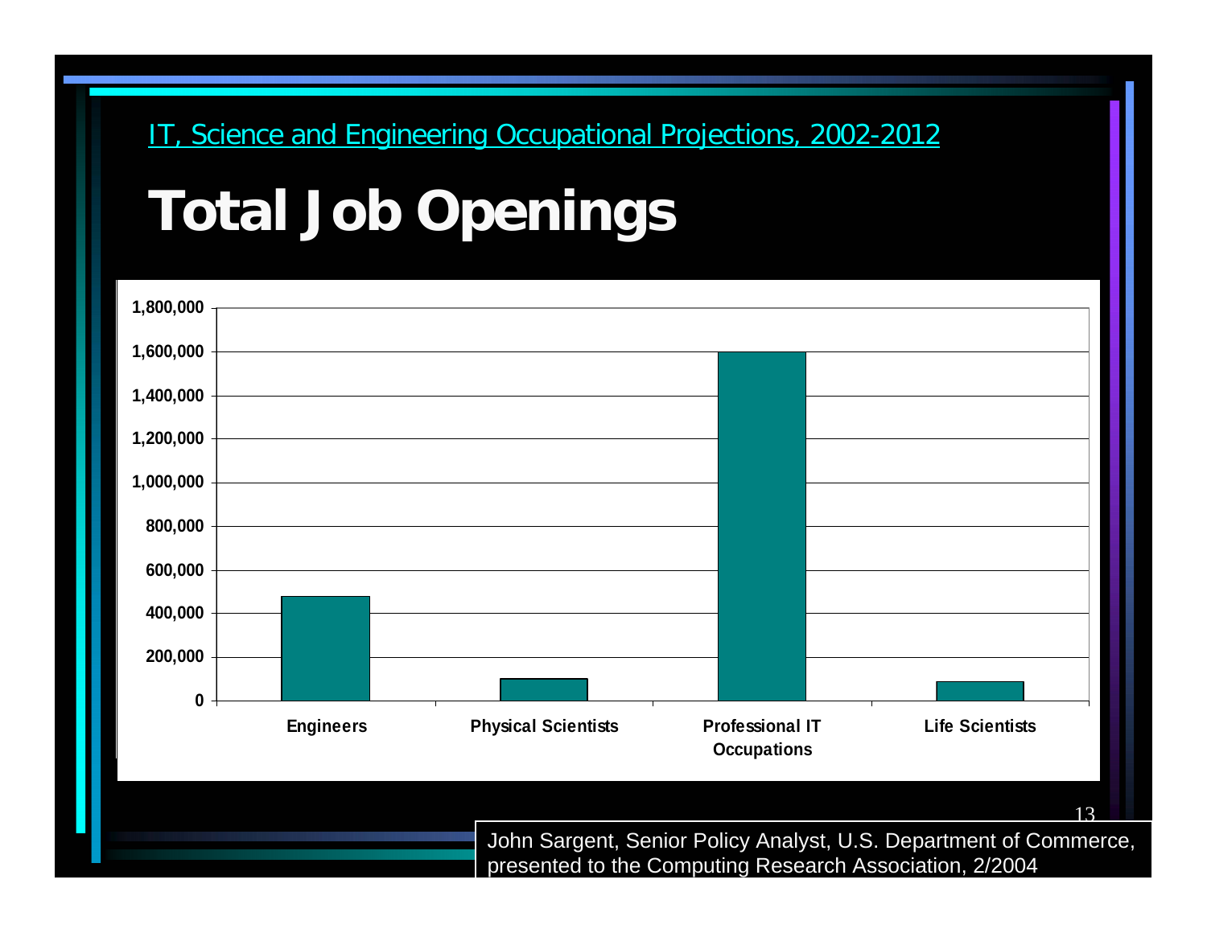IT, Science and Engineering Occupational Projections, 2002-2012

# Total Job Openings

1,800,000
1,600,000
1,400,000
1,200,000
1,000,000
800,000
600,000
400,000
200,000
0

Engineers | Physical Scientists | Professional IT Occupations | Life Scientists

John Sargent, Senior Policy Analyst, U.S. Department of Commerce, presented to the Computing Research Association, 2/2004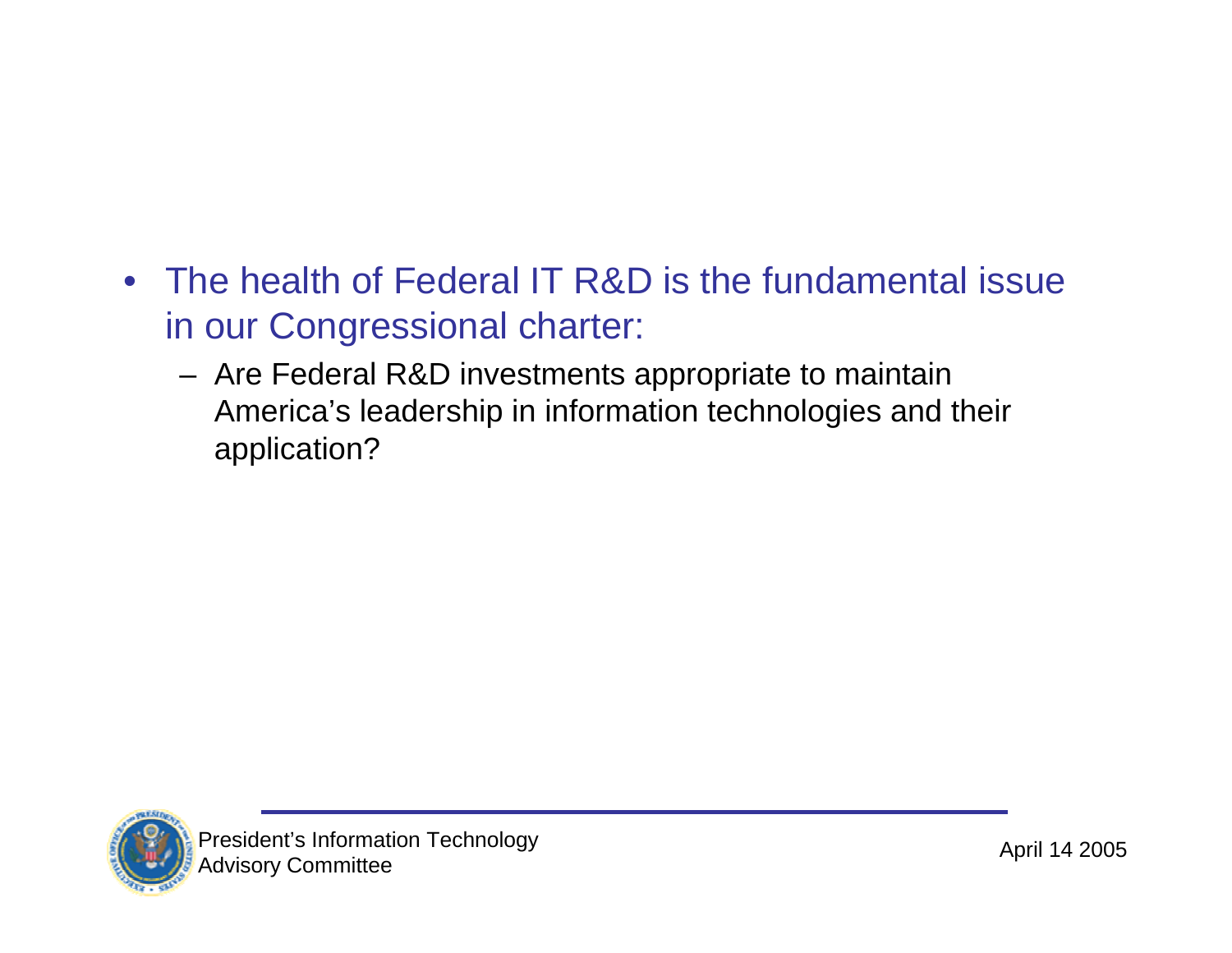- The health of Federal IT R&D is the fundamental issue in our Congressional charter:
  - Are Federal R&D investments appropriate to maintain America's leadership in information technologies and their application?